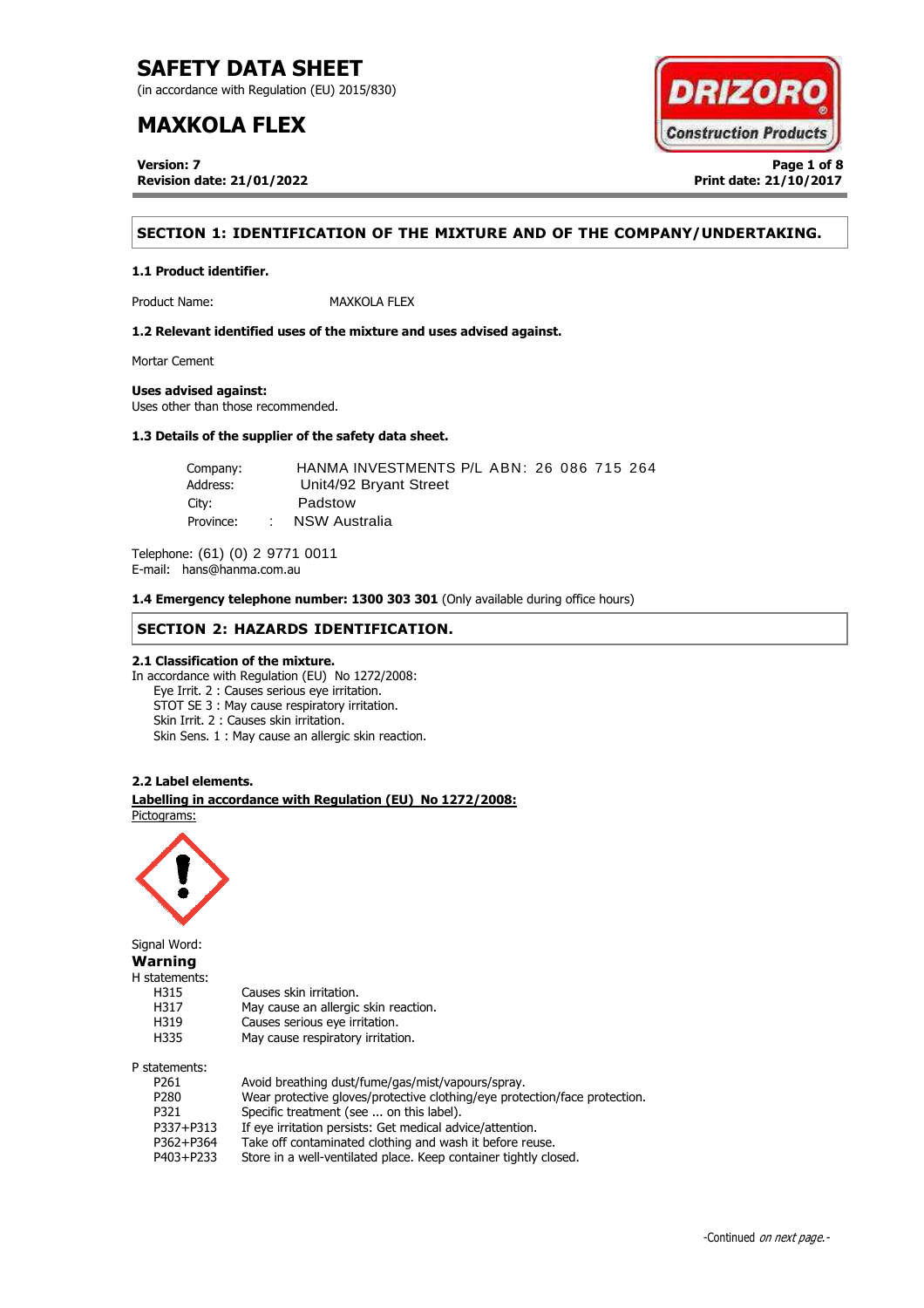# SAFETY DATA SHEET

(in accordance with Regulation (EU) 2015/830)

# MAXKOLA FLEX

**Version: 7**
**Revision date: 21/01/2022**

**Print date: 21/10/2017**

## SECTION 1: IDENTIFICATION OF THE MIXTURE AND OF THE COMPANY/UNDERTAKING.

### 1.1 Product identifier.

Product Name: MAXKOLA FLEX

### 1.2 Relevant identified uses of the mixture and uses advised against.

Mortar Cement

**Uses advised against:**
Uses other than those recommended.

### 1.3 Details of the supplier of the safety data sheet.

Company: HANMA INVESTMENTS P/L ABN: 26 086 715 264
Address: Unit4/92 Bryant Street
City: Padstow
Province: : NSW Australia

Telephone: (61) (0) 2 9771 0011
E-mail: hans@hanma.com.au

**1.4 Emergency telephone number: 1300 303 301** (Only available during office hours)

## SECTION 2: HAZARDS IDENTIFICATION.

### 2.1 Classification of the mixture.

In accordance with Regulation (EU) No 1272/2008:

- Eye Irrit. 2 : Causes serious eye irritation.
- STOT SE 3 : May cause respiratory irritation.
- Skin Irrit. 2 : Causes skin irritation.
- Skin Sens. 1 : May cause an allergic skin reaction.

### 2.2 Label elements.

**Labelling in accordance with Regulation (EU) No 1272/2008:**

Pictograms:

Signal Word:
**Warning**

H statements:

| | |
|---|---|
| H315 | Causes skin irritation. |
| H317 | May cause an allergic skin reaction. |
| H319 | Causes serious eye irritation. |
| H335 | May cause respiratory irritation. |

P statements:

| | |
|---|---|
| P261 | Avoid breathing dust/fume/gas/mist/vapours/spray. |
| P280 | Wear protective gloves/protective clothing/eye protection/face protection. |
| P321 | Specific treatment (see ... on this label). |
| P337+P313 | If eye irritation persists: Get medical advice/attention. |
| P362+P364 | Take off contaminated clothing and wash it before reuse. |
| P403+P233 | Store in a well-ventilated place. Keep container tightly closed. |

-Continued *on next page.*-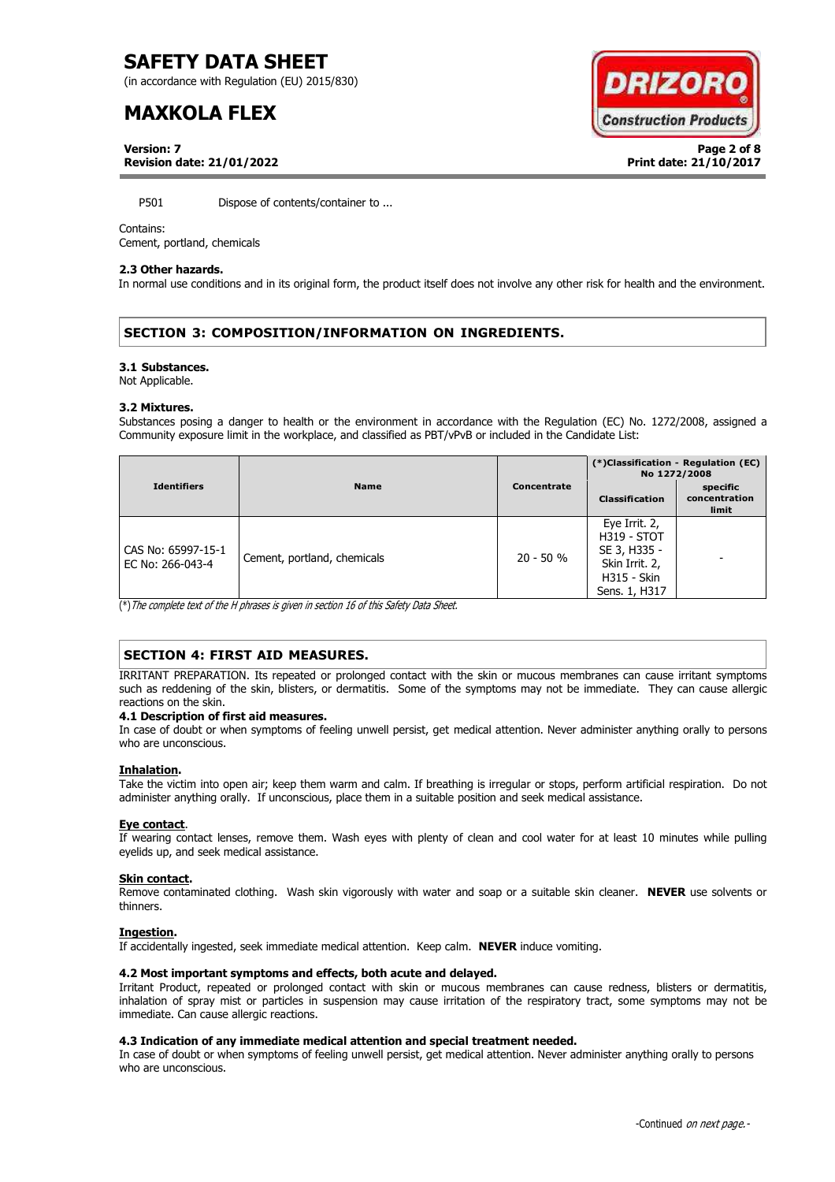P501 Dispose of contents/container to ...

Contains:
Cement, portland, chemicals

**2.3 Other hazards.**
In normal use conditions and in its original form, the product itself does not involve any other risk for health and the environment.

## SECTION 3: COMPOSITION/INFORMATION ON INGREDIENTS.

**3.1 Substances.**
Not Applicable.

**3.2 Mixtures.**
Substances posing a danger to health or the environment in accordance with the Regulation (EC) No. 1272/2008, assigned a Community exposure limit in the workplace, and classified as PBT/vPvB or included in the Candidate List:

| Identifiers | Name | Concentrate | (*)Classification - Regulation (EC) No 1272/2008 | |
|---|---|---|---|---|
| | | | Classification | specific concentration limit |
| CAS No: 65997-15-1<br>EC No: 266-043-4 | Cement, portland, chemicals | 20 - 50 % | Eye Irrit. 2, H319 - STOT SE 3, H335 - Skin Irrit. 2, H315 - Skin Sens. 1, H317 | - |

(*) *The complete text of the H phrases is given in section 16 of this Safety Data Sheet.*

## SECTION 4: FIRST AID MEASURES.

IRRITANT PREPARATION. Its repeated or prolonged contact with the skin or mucous membranes can cause irritant symptoms such as reddening of the skin, blisters, or dermatitis. Some of the symptoms may not be immediate. They can cause allergic reactions on the skin.

**4.1 Description of first aid measures.**
In case of doubt or when symptoms of feeling unwell persist, get medical attention. Never administer anything orally to persons who are unconscious.

**Inhalation.**
Take the victim into open air; keep them warm and calm. If breathing is irregular or stops, perform artificial respiration. Do not administer anything orally. If unconscious, place them in a suitable position and seek medical assistance.

**Eye contact.**
If wearing contact lenses, remove them. Wash eyes with plenty of clean and cool water for at least 10 minutes while pulling eyelids up, and seek medical assistance.

**Skin contact.**
Remove contaminated clothing. Wash skin vigorously with water and soap or a suitable skin cleaner. **NEVER** use solvents or thinners.

**Ingestion.**
If accidentally ingested, seek immediate medical attention. Keep calm. **NEVER** induce vomiting.

**4.2 Most important symptoms and effects, both acute and delayed.**
Irritant Product, repeated or prolonged contact with skin or mucous membranes can cause redness, blisters or dermatitis, inhalation of spray mist or particles in suspension may cause irritation of the respiratory tract, some symptoms may not be immediate. Can cause allergic reactions.

**4.3 Indication of any immediate medical attention and special treatment needed.**
In case of doubt or when symptoms of feeling unwell persist, get medical attention. Never administer anything orally to persons who are unconscious.

-Continued *on next page.*-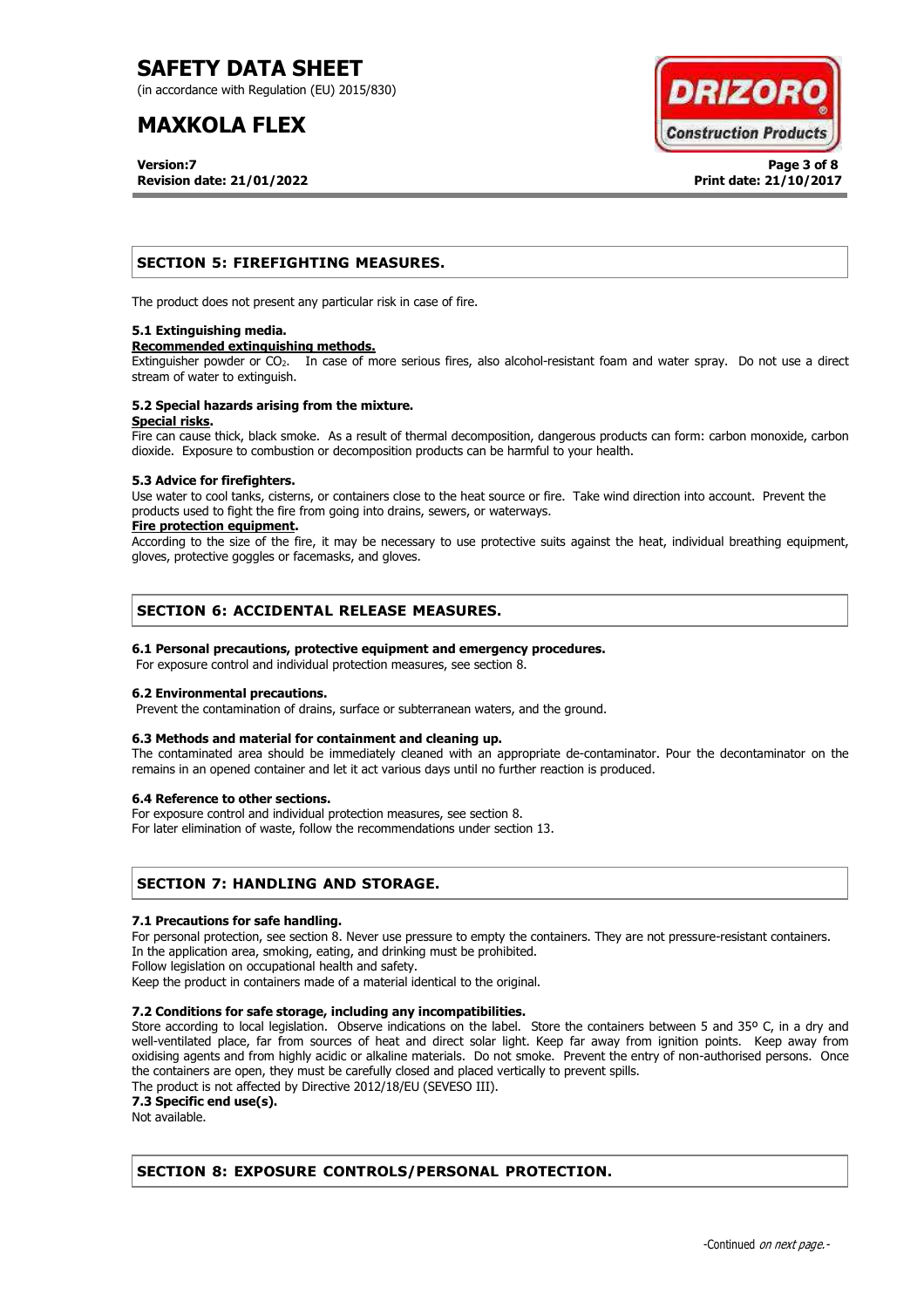## SECTION 5: FIREFIGHTING MEASURES.

The product does not present any particular risk in case of fire.

**5.1 Extinguishing media.**

**Recommended extinguishing methods.**

Extinguisher powder or $CO_2$. In case of more serious fires, also alcohol-resistant foam and water spray. Do not use a direct stream of water to extinguish.

**5.2 Special hazards arising from the mixture.**

**Special risks.**

Fire can cause thick, black smoke. As a result of thermal decomposition, dangerous products can form: carbon monoxide, carbon dioxide. Exposure to combustion or decomposition products can be harmful to your health.

**5.3 Advice for firefighters.**

Use water to cool tanks, cisterns, or containers close to the heat source or fire. Take wind direction into account. Prevent the products used to fight the fire from going into drains, sewers, or waterways.

**Fire protection equipment.**

According to the size of the fire, it may be necessary to use protective suits against the heat, individual breathing equipment, gloves, protective goggles or facemasks, and gloves.

## SECTION 6: ACCIDENTAL RELEASE MEASURES.

**6.1 Personal precautions, protective equipment and emergency procedures.**

For exposure control and individual protection measures, see section 8.

**6.2 Environmental precautions.**

Prevent the contamination of drains, surface or subterranean waters, and the ground.

**6.3 Methods and material for containment and cleaning up.**

The contaminated area should be immediately cleaned with an appropriate de-contaminator. Pour the decontaminator on the remains in an opened container and let it act various days until no further reaction is produced.

**6.4 Reference to other sections.**

For exposure control and individual protection measures, see section 8.
For later elimination of waste, follow the recommendations under section 13.

## SECTION 7: HANDLING AND STORAGE.

**7.1 Precautions for safe handling.**

For personal protection, see section 8. Never use pressure to empty the containers. They are not pressure-resistant containers.
In the application area, smoking, eating, and drinking must be prohibited.
Follow legislation on occupational health and safety.
Keep the product in containers made of a material identical to the original.

**7.2 Conditions for safe storage, including any incompatibilities.**

Store according to local legislation. Observe indications on the label. Store the containers between 5 and 35º C, in a dry and well-ventilated place, far from sources of heat and direct solar light. Keep far away from ignition points. Keep away from oxidising agents and from highly acidic or alkaline materials. Do not smoke. Prevent the entry of non-authorised persons. Once the containers are open, they must be carefully closed and placed vertically to prevent spills.
The product is not affected by Directive 2012/18/EU (SEVESO III).

**7.3 Specific end use(s).**

Not available.

## SECTION 8: EXPOSURE CONTROLS/PERSONAL PROTECTION.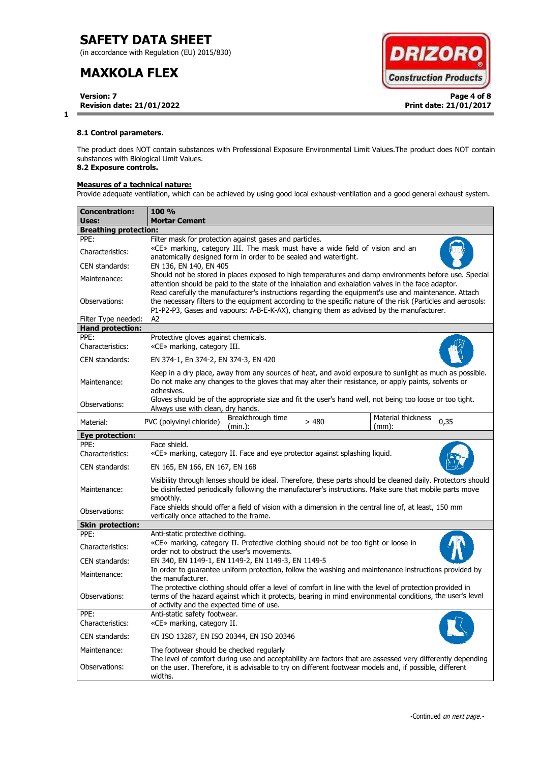### 8.1 Control parameters.

The product does NOT contain substances with Professional Exposure Environmental Limit Values.The product does NOT contain substances with Biological Limit Values.

### 8.2 Exposure controls.

**Measures of a technical nature:**

Provide adequate ventilation, which can be achieved by using good local exhaust-ventilation and a good general exhaust system.

| | | | | | |
|---|---|---|---|---|---|
| **Concentration:** | **100 %** | | | | |
| **Uses:** | **Mortar Cement** | | | | |
| **Breathing protection:** | | | | | |
| PPE: | Filter mask for protection against gases and particles. | | | | |
| Characteristics: | «CE» marking, category III. The mask must have a wide field of vision and an anatomically designed form in order to be sealed and watertight. | | | | |
| CEN standards: | EN 136, EN 140, EN 405 | | | | |
| Maintenance: | Should not be stored in places exposed to high temperatures and damp environments before use. Special attention should be paid to the state of the inhalation and exhalation valves in the face adaptor. | | | | |
| Observations: | Read carefully the manufacturer's instructions regarding the equipment's use and maintenance. Attach the necessary filters to the equipment according to the specific nature of the risk (Particles and aerosols: P1-P2-P3, Gases and vapours: A-B-E-K-AX), changing them as advised by the manufacturer. | | | | |
| Filter Type needed: | A2 | | | | |
| **Hand protection:** | | | | | |
| PPE: | Protective gloves against chemicals. | | | | |
| Characteristics: | «CE» marking, category III. | | | | |
| CEN standards: | EN 374-1, En 374-2, EN 374-3, EN 420 | | | | |
| Maintenance: | Keep in a dry place, away from any sources of heat, and avoid exposure to sunlight as much as possible. Do not make any changes to the gloves that may alter their resistance, or apply paints, solvents or adhesives. | | | | |
| Observations: | Gloves should be of the appropriate size and fit the user's hand well, not being too loose or too tight. Always use with clean, dry hands. | | | | |
| Material: | PVC (polyvinyl chloride) | Breakthrough time (min.): | > 480 | Material thickness (mm): | 0,35 |
| **Eye protection:** | | | | | |
| PPE: | Face shield. | | | | |
| Characteristics: | «CE» marking, category II. Face and eye protector against splashing liquid. | | | | |
| CEN standards: | EN 165, EN 166, EN 167, EN 168 | | | | |
| Maintenance: | Visibility through lenses should be ideal. Therefore, these parts should be cleaned daily. Protectors should be disinfected periodically following the manufacturer's instructions. Make sure that mobile parts move smoothly. | | | | |
| Observations: | Face shields should offer a field of vision with a dimension in the central line of, at least, 150 mm vertically once attached to the frame. | | | | |
| **Skin protection:** | | | | | |
| PPE: | Anti-static protective clothing. | | | | |
| Characteristics: | «CE» marking, category II. Protective clothing should not be too tight or loose in order not to obstruct the user's movements. | | | | |
| CEN standards: | EN 340, EN 1149-1, EN 1149-2, EN 1149-3, EN 1149-5 | | | | |
| Maintenance: | In order to guarantee uniform protection, follow the washing and maintenance instructions provided by the manufacturer. | | | | |
| Observations: | The protective clothing should offer a level of comfort in line with the level of protection provided in terms of the hazard against which it protects, bearing in mind environmental conditions, the user's level of activity and the expected time of use. | | | | |
| PPE: | Anti-static safety footwear. | | | | |
| Characteristics: | «CE» marking, category II. | | | | |
| CEN standards: | EN ISO 13287, EN ISO 20344, EN ISO 20346 | | | | |
| Maintenance: | The footwear should be checked regularly | | | | |
| Observations: | The level of comfort during use and acceptability are factors that are assessed very differently depending on the user. Therefore, it is advisable to try on different footwear models and, if possible, different widths. | | | | |

-Continued *on next page.*-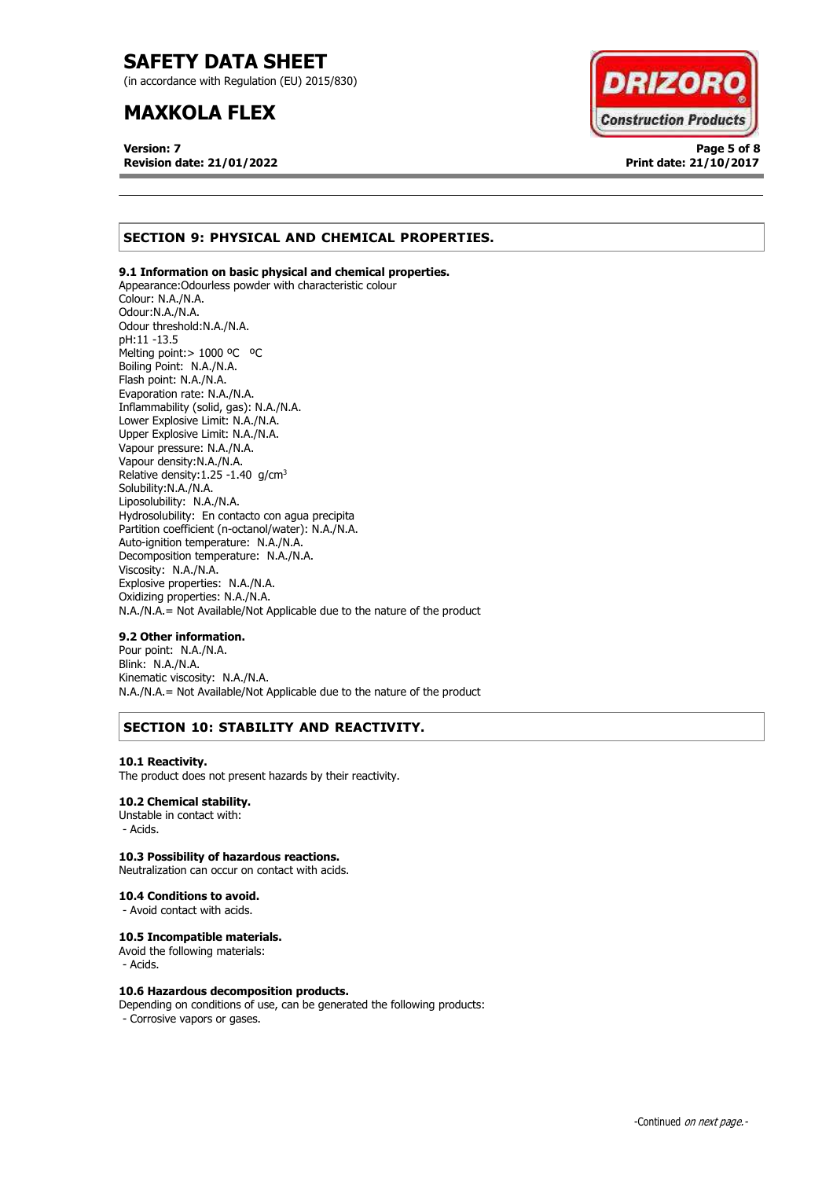## SECTION 9: PHYSICAL AND CHEMICAL PROPERTIES.

**9.1 Information on basic physical and chemical properties.**

Appearance:Odourless powder with characteristic colour
Colour: N.A./N.A.
Odour:N.A./N.A.
Odour threshold:N.A./N.A.
pH:11 -13.5
Melting point:> 1000 ºC ºC
Boiling Point: N.A./N.A.
Flash point: N.A./N.A.
Evaporation rate: N.A./N.A.
Inflammability (solid, gas): N.A./N.A.
Lower Explosive Limit: N.A./N.A.
Upper Explosive Limit: N.A./N.A.
Vapour pressure: N.A./N.A.
Vapour density:N.A./N.A.
Relative density:1.25 -1.40 $g/cm^3$
Solubility:N.A./N.A.
Liposolubility: N.A./N.A.
Hydrosolubility: En contacto con agua precipita
Partition coefficient (n-octanol/water): N.A./N.A.
Auto-ignition temperature: N.A./N.A.
Decomposition temperature: N.A./N.A.
Viscosity: N.A./N.A.
Explosive properties: N.A./N.A.
Oxidizing properties: N.A./N.A.
N.A./N.A.= Not Available/Not Applicable due to the nature of the product

**9.2 Other information.**

Pour point: N.A./N.A.
Blink: N.A./N.A.
Kinematic viscosity: N.A./N.A.
N.A./N.A.= Not Available/Not Applicable due to the nature of the product

## SECTION 10: STABILITY AND REACTIVITY.

**10.1 Reactivity.**

The product does not present hazards by their reactivity.

**10.2 Chemical stability.**

Unstable in contact with:
- Acids.

**10.3 Possibility of hazardous reactions.**

Neutralization can occur on contact with acids.

**10.4 Conditions to avoid.**

- Avoid contact with acids.

**10.5 Incompatible materials.**

Avoid the following materials:
- Acids.

**10.6 Hazardous decomposition products.**

Depending on conditions of use, can be generated the following products:
- Corrosive vapors or gases.

-Continued *on next page.*-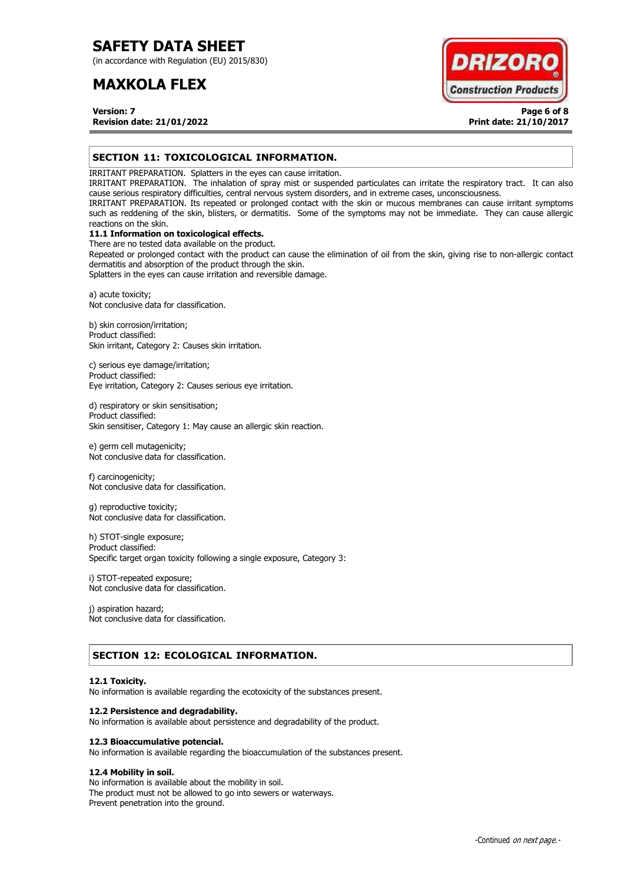## SECTION 11: TOXICOLOGICAL INFORMATION.

IRRITANT PREPARATION. Splatters in the eyes can cause irritation.
IRRITANT PREPARATION. The inhalation of spray mist or suspended particulates can irritate the respiratory tract. It can also cause serious respiratory difficulties, central nervous system disorders, and in extreme cases, unconsciousness.
IRRITANT PREPARATION. Its repeated or prolonged contact with the skin or mucous membranes can cause irritant symptoms such as reddening of the skin, blisters, or dermatitis. Some of the symptoms may not be immediate. They can cause allergic reactions on the skin.

**11.1 Information on toxicological effects.**

There are no tested data available on the product.
Repeated or prolonged contact with the product can cause the elimination of oil from the skin, giving rise to non-allergic contact dermatitis and absorption of the product through the skin.
Splatters in the eyes can cause irritation and reversible damage.

a) acute toxicity;
Not conclusive data for classification.

b) skin corrosion/irritation;
Product classified:
Skin irritant, Category 2: Causes skin irritation.

c) serious eye damage/irritation;
Product classified:
Eye irritation, Category 2: Causes serious eye irritation.

d) respiratory or skin sensitisation;
Product classified:
Skin sensitiser, Category 1: May cause an allergic skin reaction.

e) germ cell mutagenicity;
Not conclusive data for classification.

f) carcinogenicity;
Not conclusive data for classification.

g) reproductive toxicity;
Not conclusive data for classification.

h) STOT-single exposure;
Product classified:
Specific target organ toxicity following a single exposure, Category 3:

i) STOT-repeated exposure;
Not conclusive data for classification.

j) aspiration hazard;
Not conclusive data for classification.

## SECTION 12: ECOLOGICAL INFORMATION.

**12.1 Toxicity.**

No information is available regarding the ecotoxicity of the substances present.

**12.2 Persistence and degradability.**

No information is available about persistence and degradability of the product.

**12.3 Bioaccumulative potencial.**

No information is available regarding the bioaccumulation of the substances present.

**12.4 Mobility in soil.**

No information is available about the mobility in soil.
The product must not be allowed to go into sewers or waterways.
Prevent penetration into the ground.

-Continued *on next page.*-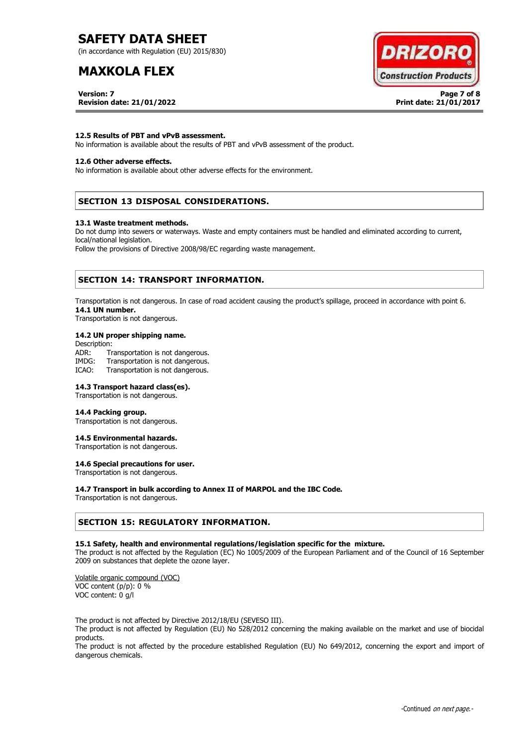#### 12.5 Results of PBT and vPvB assessment.

No information is available about the results of PBT and vPvB assessment of the product.

#### 12.6 Other adverse effects.

No information is available about other adverse effects for the environment.

## SECTION 13 DISPOSAL CONSIDERATIONS.

#### 13.1 Waste treatment methods.

Do not dump into sewers or waterways. Waste and empty containers must be handled and eliminated according to current, local/national legislation.

Follow the provisions of Directive 2008/98/EC regarding waste management.

## SECTION 14: TRANSPORT INFORMATION.

Transportation is not dangerous. In case of road accident causing the product's spillage, proceed in accordance with point 6.

#### 14.1 UN number.

Transportation is not dangerous.

#### 14.2 UN proper shipping name.

Description:

ADR: Transportation is not dangerous.
IMDG: Transportation is not dangerous.
ICAO: Transportation is not dangerous.

#### 14.3 Transport hazard class(es).

Transportation is not dangerous.

#### 14.4 Packing group.

Transportation is not dangerous.

#### 14.5 Environmental hazards.

Transportation is not dangerous.

#### 14.6 Special precautions for user.

Transportation is not dangerous.

#### 14.7 Transport in bulk according to Annex II of MARPOL and the IBC Code.

Transportation is not dangerous.

## SECTION 15: REGULATORY INFORMATION.

#### 15.1 Safety, health and environmental regulations/legislation specific for the mixture.

The product is not affected by the Regulation (EC) No 1005/2009 of the European Parliament and of the Council of 16 September 2009 on substances that deplete the ozone layer.

Volatile organic compound (VOC)
VOC content (p/p): 0 %
VOC content: 0 g/l

The product is not affected by Directive 2012/18/EU (SEVESO III).
The product is not affected by Regulation (EU) No 528/2012 concerning the making available on the market and use of biocidal products.
The product is not affected by the procedure established Regulation (EU) No 649/2012, concerning the export and import of dangerous chemicals.

-Continued *on next page.*-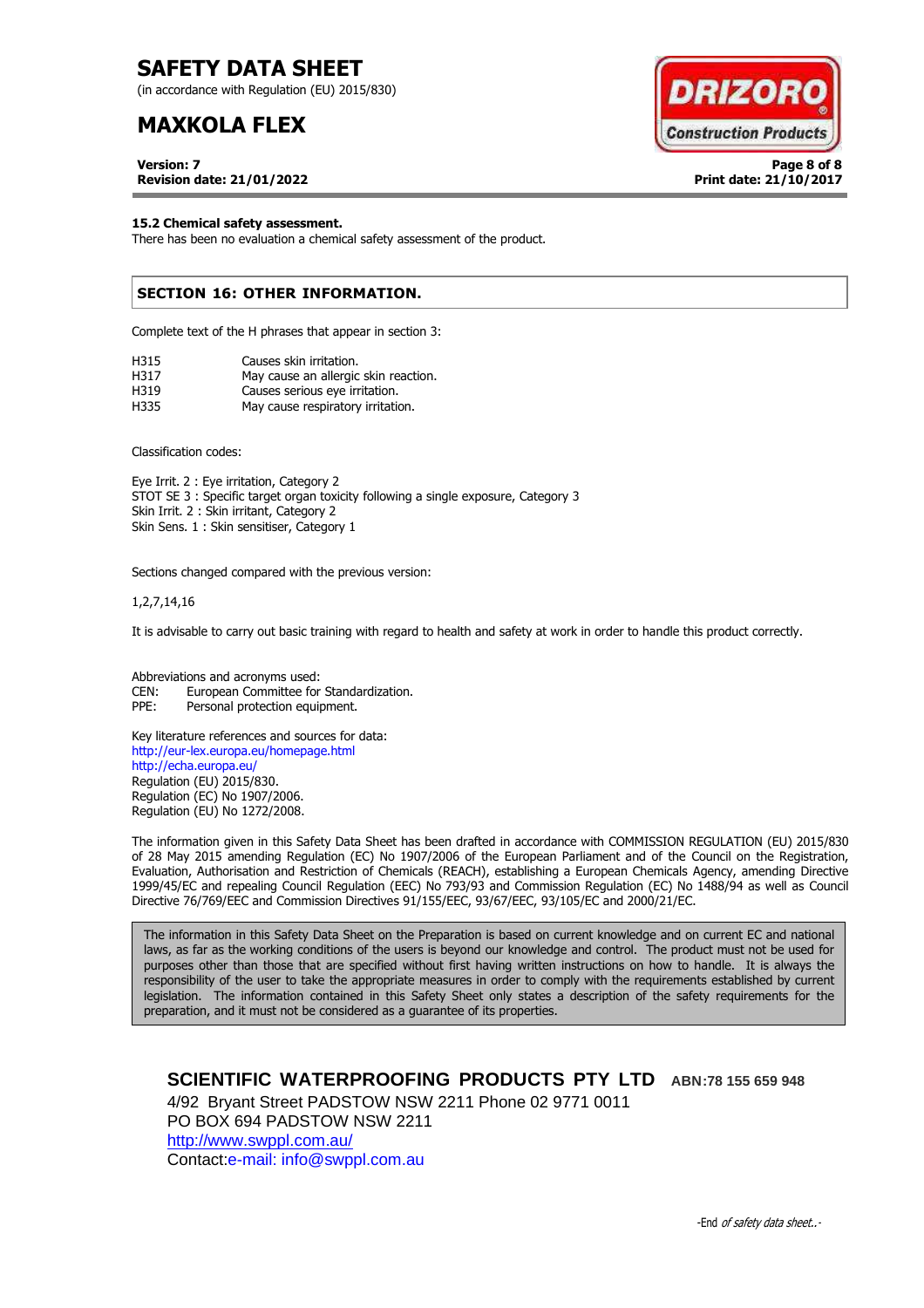**15.2 Chemical safety assessment.**

There has been no evaluation a chemical safety assessment of the product.

## SECTION 16: OTHER INFORMATION.

Complete text of the H phrases that appear in section 3:

| | |
|---|---|
| H315 | Causes skin irritation. |
| H317 | May cause an allergic skin reaction. |
| H319 | Causes serious eye irritation. |
| H335 | May cause respiratory irritation. |

Classification codes:

Eye Irrit. 2 : Eye irritation, Category 2
STOT SE 3 : Specific target organ toxicity following a single exposure, Category 3
Skin Irrit. 2 : Skin irritant, Category 2
Skin Sens. 1 : Skin sensitiser, Category 1

Sections changed compared with the previous version:

1,2,7,14,16

It is advisable to carry out basic training with regard to health and safety at work in order to handle this product correctly.

Abbreviations and acronyms used:
CEN: European Committee for Standardization.
PPE: Personal protection equipment.

Key literature references and sources for data:
http://eur-lex.europa.eu/homepage.html
http://echa.europa.eu/
Regulation (EU) 2015/830.
Regulation (EC) No 1907/2006.
Regulation (EU) No 1272/2008.

The information given in this Safety Data Sheet has been drafted in accordance with COMMISSION REGULATION (EU) 2015/830 of 28 May 2015 amending Regulation (EC) No 1907/2006 of the European Parliament and of the Council on the Registration, Evaluation, Authorisation and Restriction of Chemicals (REACH), establishing a European Chemicals Agency, amending Directive 1999/45/EC and repealing Council Regulation (EEC) No 793/93 and Commission Regulation (EC) No 1488/94 as well as Council Directive 76/769/EEC and Commission Directives 91/155/EEC, 93/67/EEC, 93/105/EC and 2000/21/EC.

The information in this Safety Data Sheet on the Preparation is based on current knowledge and on current EC and national laws, as far as the working conditions of the users is beyond our knowledge and control. The product must not be used for purposes other than those that are specified without first having written instructions on how to handle. It is always the responsibility of the user to take the appropriate measures in order to comply with the requirements established by current legislation. The information contained in this Safety Sheet only states a description of the safety requirements for the preparation, and it must not be considered as a guarantee of its properties.

**SCIENTIFIC WATERPROOFING PRODUCTS PTY LTD** **ABN:78 155 659 948**
4/92 Bryant Street PADSTOW NSW 2211 Phone 02 9771 0011
PO BOX 694 PADSTOW NSW 2211
http://www.swppl.com.au/
Contact:e-mail: info@swppl.com.au

-End *of safety data sheet..*-